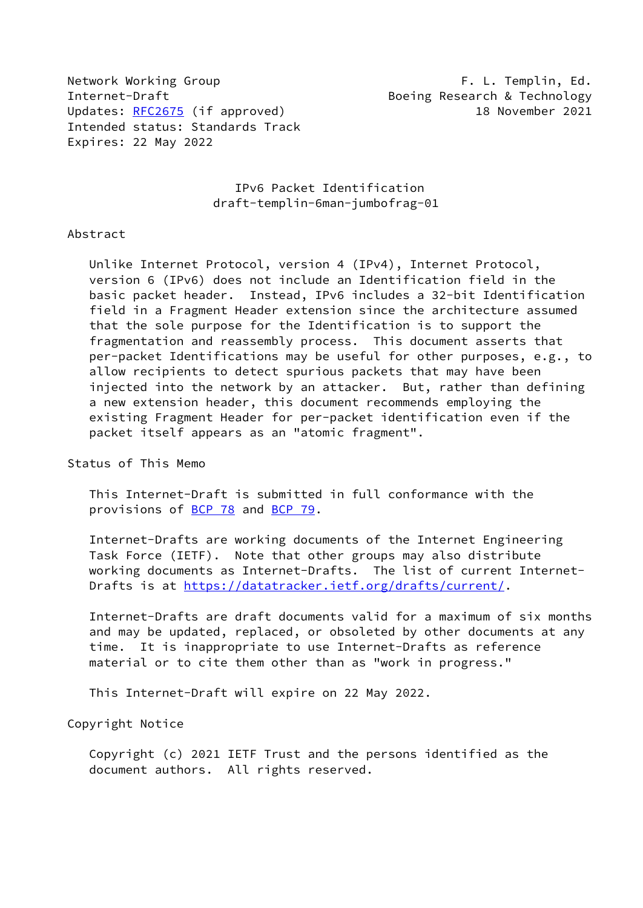Network Working Group F. L. Templin, Ed.
Internet-Draft Boeing Research & Technology
Updates: RFC2675 (if approved) 18 November 2021
Intended status: Standards Track
Expires: 22 May 2022

# IPv6 Packet Identification
draft-templin-6man-jumbofrag-01

## Abstract

Unlike Internet Protocol, version 4 (IPv4), Internet Protocol, version 6 (IPv6) does not include an Identification field in the basic packet header. Instead, IPv6 includes a 32-bit Identification field in a Fragment Header extension since the architecture assumed that the sole purpose for the Identification is to support the fragmentation and reassembly process. This document asserts that per-packet Identifications may be useful for other purposes, e.g., to allow recipients to detect spurious packets that may have been injected into the network by an attacker. But, rather than defining a new extension header, this document recommends employing the existing Fragment Header for per-packet identification even if the packet itself appears as an "atomic fragment".

## Status of This Memo

This Internet-Draft is submitted in full conformance with the provisions of BCP 78 and BCP 79.

Internet-Drafts are working documents of the Internet Engineering Task Force (IETF). Note that other groups may also distribute working documents as Internet-Drafts. The list of current Internet-Drafts is at https://datatracker.ietf.org/drafts/current/.

Internet-Drafts are draft documents valid for a maximum of six months and may be updated, replaced, or obsoleted by other documents at any time. It is inappropriate to use Internet-Drafts as reference material or to cite them other than as "work in progress."

This Internet-Draft will expire on 22 May 2022.

## Copyright Notice

Copyright (c) 2021 IETF Trust and the persons identified as the document authors. All rights reserved.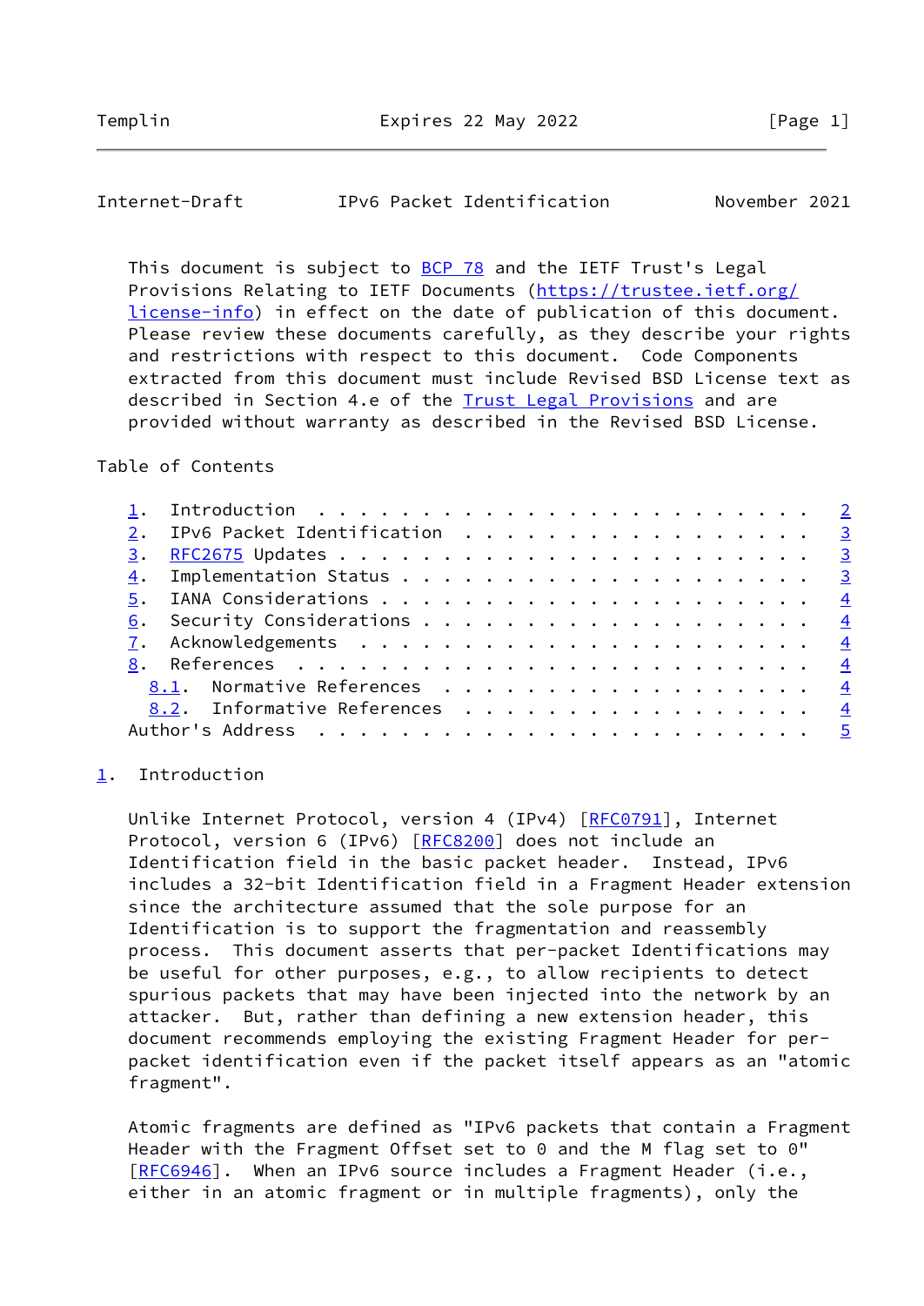This document is subject to BCP 78 and the IETF Trust's Legal Provisions Relating to IETF Documents (https://trustee.ietf.org/license-info) in effect on the date of publication of this document. Please review these documents carefully, as they describe your rights and restrictions with respect to this document. Code Components extracted from this document must include Revised BSD License text as described in Section 4.e of the Trust Legal Provisions and are provided without warranty as described in the Revised BSD License.

Table of Contents

1. Introduction . . . . . . . . . . . . . . . . . . . . . . . . 2
2. IPv6 Packet Identification . . . . . . . . . . . . . . . . . 3
3. RFC2675 Updates . . . . . . . . . . . . . . . . . . . . . . . 3
4. Implementation Status . . . . . . . . . . . . . . . . . . . . 3
5. IANA Considerations . . . . . . . . . . . . . . . . . . . . . 4
6. Security Considerations . . . . . . . . . . . . . . . . . . . 4
7. Acknowledgements . . . . . . . . . . . . . . . . . . . . . . 4
8. References . . . . . . . . . . . . . . . . . . . . . . . . . 4
   8.1. Normative References . . . . . . . . . . . . . . . . . . 4
   8.2. Informative References . . . . . . . . . . . . . . . . . 4
Author's Address . . . . . . . . . . . . . . . . . . . . . . . . 5

## 1. Introduction

Unlike Internet Protocol, version 4 (IPv4) [RFC0791], Internet Protocol, version 6 (IPv6) [RFC8200] does not include an Identification field in the basic packet header. Instead, IPv6 includes a 32-bit Identification field in a Fragment Header extension since the architecture assumed that the sole purpose for an Identification is to support the fragmentation and reassembly process. This document asserts that per-packet Identifications may be useful for other purposes, e.g., to allow recipients to detect spurious packets that may have been injected into the network by an attacker. But, rather than defining a new extension header, this document recommends employing the existing Fragment Header for per-packet identification even if the packet itself appears as an "atomic fragment".

Atomic fragments are defined as "IPv6 packets that contain a Fragment Header with the Fragment Offset set to 0 and the M flag set to 0" [RFC6946]. When an IPv6 source includes a Fragment Header (i.e., either in an atomic fragment or in multiple fragments), only the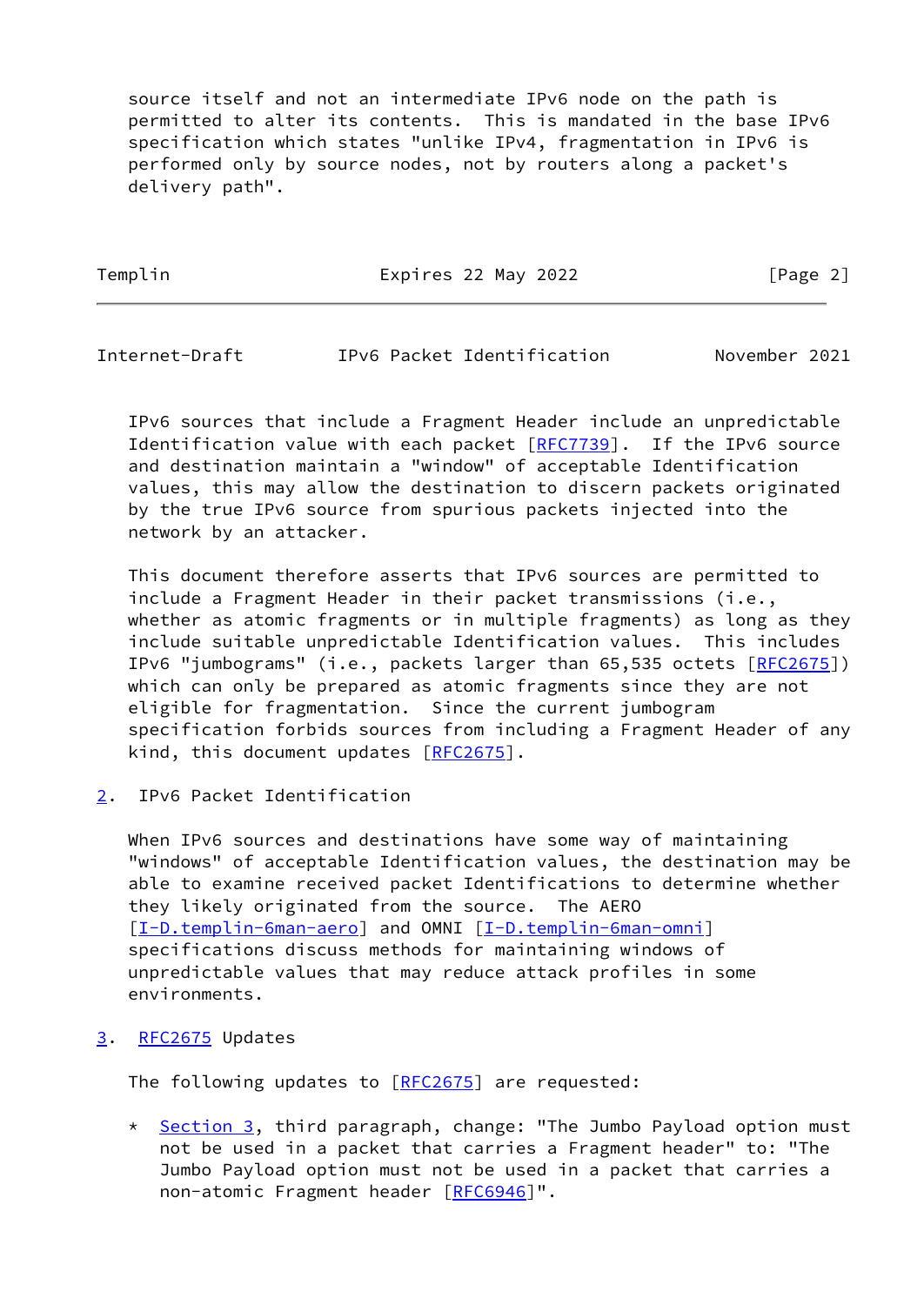source itself and not an intermediate IPv6 node on the path is permitted to alter its contents. This is mandated in the base IPv6 specification which states "unlike IPv4, fragmentation in IPv6 is performed only by source nodes, not by routers along a packet's delivery path".

IPv6 sources that include a Fragment Header include an unpredictable Identification value with each packet [RFC7739]. If the IPv6 source and destination maintain a "window" of acceptable Identification values, this may allow the destination to discern packets originated by the true IPv6 source from spurious packets injected into the network by an attacker.

This document therefore asserts that IPv6 sources are permitted to include a Fragment Header in their packet transmissions (i.e., whether as atomic fragments or in multiple fragments) as long as they include suitable unpredictable Identification values. This includes IPv6 "jumbograms" (i.e., packets larger than 65,535 octets [RFC2675]) which can only be prepared as atomic fragments since they are not eligible for fragmentation. Since the current jumbogram specification forbids sources from including a Fragment Header of any kind, this document updates [RFC2675].

## 2. IPv6 Packet Identification

When IPv6 sources and destinations have some way of maintaining "windows" of acceptable Identification values, the destination may be able to examine received packet Identifications to determine whether they likely originated from the source. The AERO [I-D.templin-6man-aero] and OMNI [I-D.templin-6man-omni] specifications discuss methods for maintaining windows of unpredictable values that may reduce attack profiles in some environments.

## 3. RFC2675 Updates

The following updates to [RFC2675] are requested:

* Section 3, third paragraph, change: "The Jumbo Payload option must not be used in a packet that carries a Fragment header" to: "The Jumbo Payload option must not be used in a packet that carries a non-atomic Fragment header [RFC6946]".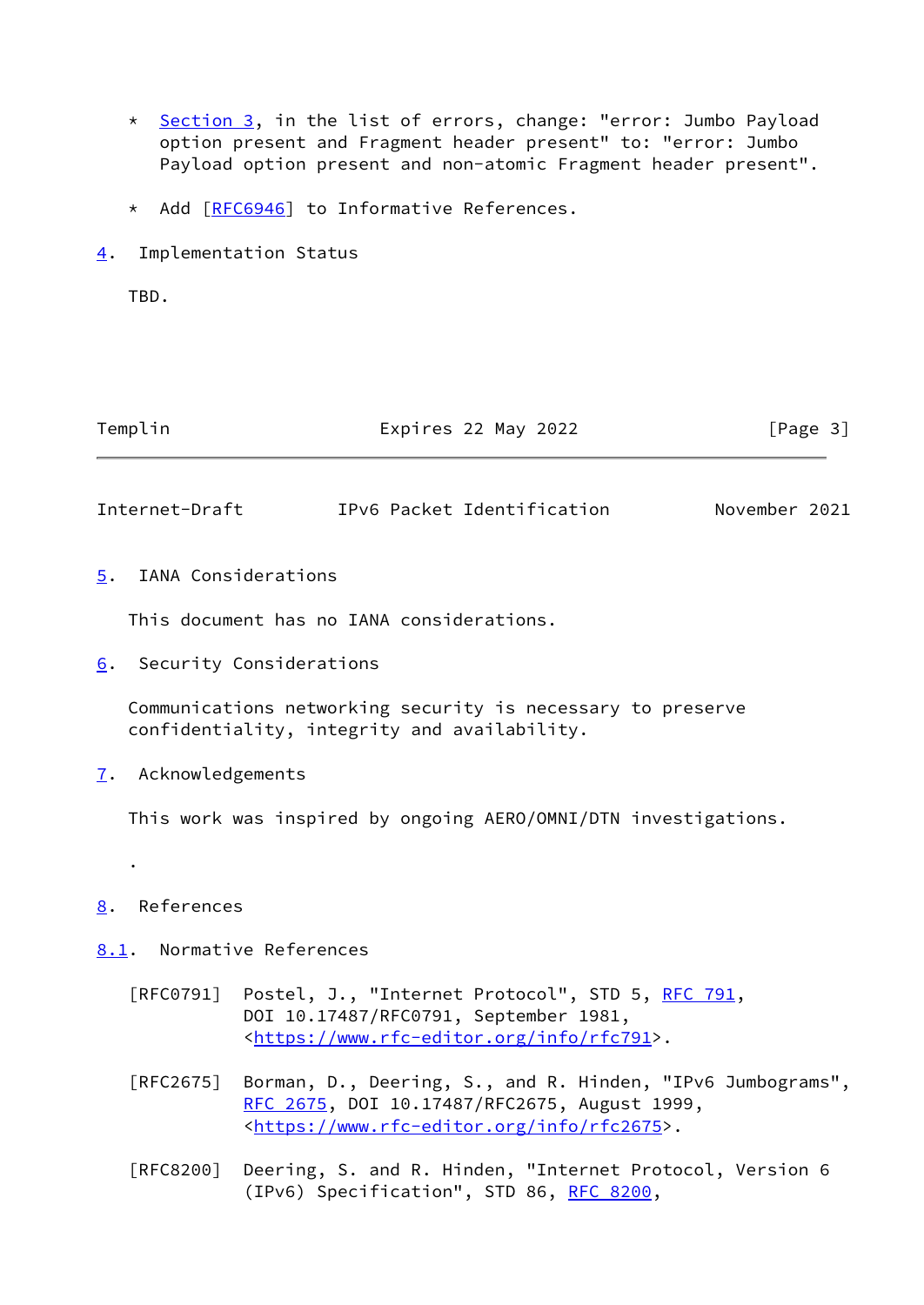* Section 3, in the list of errors, change: "error: Jumbo Payload option present and Fragment header present" to: "error: Jumbo Payload option present and non-atomic Fragment header present".

* Add [RFC6946] to Informative References.

## 4. Implementation Status

TBD.

## 5. IANA Considerations

This document has no IANA considerations.

## 6. Security Considerations

Communications networking security is necessary to preserve confidentiality, integrity and availability.

## 7. Acknowledgements

This work was inspired by ongoing AERO/OMNI/DTN investigations.

.

## 8. References

### 8.1. Normative References

[RFC0791] Postel, J., "Internet Protocol", STD 5, RFC 791, DOI 10.17487/RFC0791, September 1981, <https://www.rfc-editor.org/info/rfc791>.

[RFC2675] Borman, D., Deering, S., and R. Hinden, "IPv6 Jumbograms", RFC 2675, DOI 10.17487/RFC2675, August 1999, <https://www.rfc-editor.org/info/rfc2675>.

[RFC8200] Deering, S. and R. Hinden, "Internet Protocol, Version 6 (IPv6) Specification", STD 86, RFC 8200,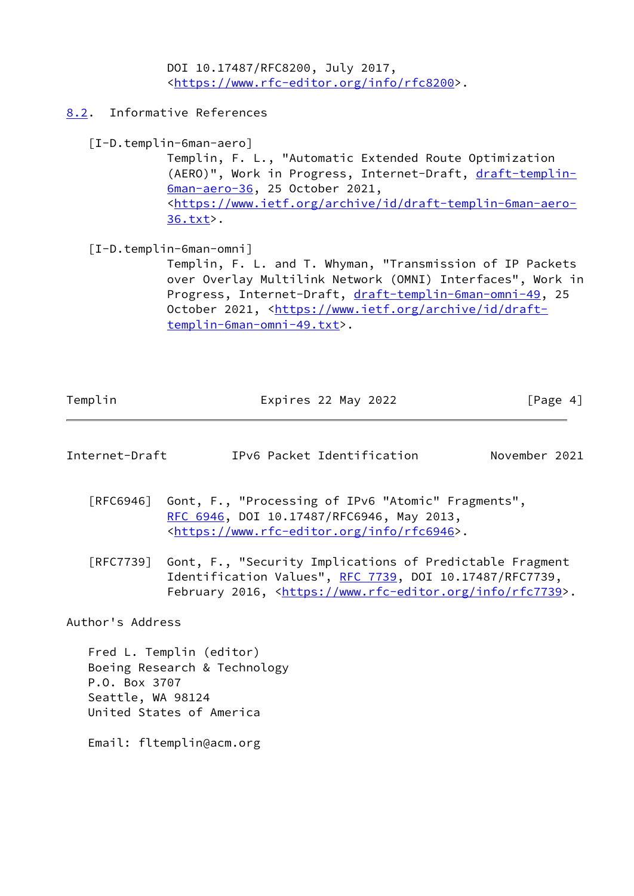DOI 10.17487/RFC8200, July 2017, <https://www.rfc-editor.org/info/rfc8200>.

## 8.2. Informative References

[I-D.templin-6man-aero]
Templin, F. L., "Automatic Extended Route Optimization (AERO)", Work in Progress, Internet-Draft, draft-templin-6man-aero-36, 25 October 2021, <https://www.ietf.org/archive/id/draft-templin-6man-aero-36.txt>.

[I-D.templin-6man-omni]
Templin, F. L. and T. Whyman, "Transmission of IP Packets over Overlay Multilink Network (OMNI) Interfaces", Work in Progress, Internet-Draft, draft-templin-6man-omni-49, 25 October 2021, <https://www.ietf.org/archive/id/draft-templin-6man-omni-49.txt>.

[RFC6946] Gont, F., "Processing of IPv6 "Atomic" Fragments", RFC 6946, DOI 10.17487/RFC6946, May 2013, <https://www.rfc-editor.org/info/rfc6946>.

[RFC7739] Gont, F., "Security Implications of Predictable Fragment Identification Values", RFC 7739, DOI 10.17487/RFC7739, February 2016, <https://www.rfc-editor.org/info/rfc7739>.

## Author's Address

Fred L. Templin (editor)
Boeing Research & Technology
P.O. Box 3707
Seattle, WA 98124
United States of America

Email: fltemplin@acm.org